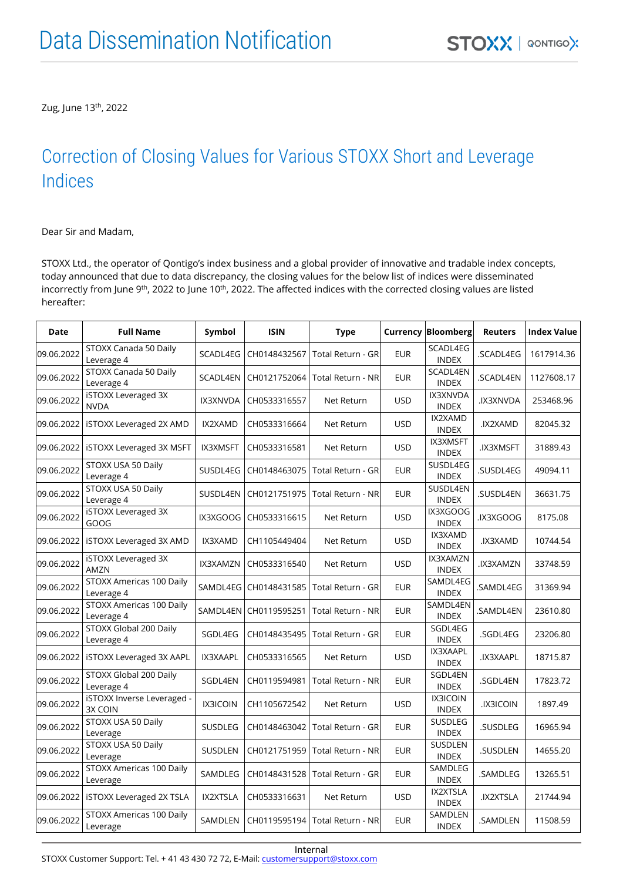// Data Dissemination Notification

Zug, June 13th, 2022

# Correction of Closing Values for Various STOXX Short and Leverage Indices

Dear Sir and Madam,

STOXX Ltd., the operator of Qontigo's index business and a global provider of innovative and tradable index concepts, today announced that due to data discrepancy, the closing values for the below list of indices were disseminated incorrectly from June 9th, 2022 to June 10th, 2022. The affected indices with the corrected closing values are listed hereafter:

| Date | Full Name | Symbol | ISIN | Type | Currency | Bloomberg | Reuters | Index Value |
|---|---|---|---|---|---|---|---|---|
| 09.06.2022 | STOXX Canada 50 Daily Leverage 4 | SCADL4EG | CH0148432567 | Total Return - GR | EUR | SCADL4EG INDEX | .SCADL4EG | 1617914.36 |
| 09.06.2022 | STOXX Canada 50 Daily Leverage 4 | SCADL4EN | CH0121752064 | Total Return - NR | EUR | SCADL4EN INDEX | .SCADL4EN | 1127608.17 |
| 09.06.2022 | iSTOXX Leveraged 3X NVDA | IX3XNVDA | CH0533316557 | Net Return | USD | IX3XNVDA INDEX | .IX3XNVDA | 253468.96 |
| 09.06.2022 | iSTOXX Leveraged 2X AMD | IX2XAMD | CH0533316664 | Net Return | USD | IX2XAMD INDEX | .IX2XAMD | 82045.32 |
| 09.06.2022 | iSTOXX Leveraged 3X MSFT | IX3XMSFT | CH0533316581 | Net Return | USD | IX3XMSFT INDEX | .IX3XMSFT | 31889.43 |
| 09.06.2022 | STOXX USA 50 Daily Leverage 4 | SUSDL4EG | CH0148463075 | Total Return - GR | EUR | SUSDL4EG INDEX | .SUSDL4EG | 49094.11 |
| 09.06.2022 | STOXX USA 50 Daily Leverage 4 | SUSDL4EN | CH0121751975 | Total Return - NR | EUR | SUSDL4EN INDEX | .SUSDL4EN | 36631.75 |
| 09.06.2022 | iSTOXX Leveraged 3X GOOG | IX3XGOOG | CH0533316615 | Net Return | USD | IX3XGOOG INDEX | .IX3XGOOG | 8175.08 |
| 09.06.2022 | iSTOXX Leveraged 3X AMD | IX3XAMD | CH1105449404 | Net Return | USD | IX3XAMD INDEX | .IX3XAMD | 10744.54 |
| 09.06.2022 | iSTOXX Leveraged 3X AMZN | IX3XAMZN | CH0533316540 | Net Return | USD | IX3XAMZN INDEX | .IX3XAMZN | 33748.59 |
| 09.06.2022 | STOXX Americas 100 Daily Leverage 4 | SAMDL4EG | CH0148431585 | Total Return - GR | EUR | SAMDL4EG INDEX | .SAMDL4EG | 31369.94 |
| 09.06.2022 | STOXX Americas 100 Daily Leverage 4 | SAMDL4EN | CH0119595251 | Total Return - NR | EUR | SAMDL4EN INDEX | .SAMDL4EN | 23610.80 |
| 09.06.2022 | STOXX Global 200 Daily Leverage 4 | SGDL4EG | CH0148435495 | Total Return - GR | EUR | SGDL4EG INDEX | .SGDL4EG | 23206.80 |
| 09.06.2022 | iSTOXX Leveraged 3X AAPL | IX3XAAPL | CH0533316565 | Net Return | USD | IX3XAAPL INDEX | .IX3XAAPL | 18715.87 |
| 09.06.2022 | STOXX Global 200 Daily Leverage 4 | SGDL4EN | CH0119594981 | Total Return - NR | EUR | SGDL4EN INDEX | .SGDL4EN | 17823.72 |
| 09.06.2022 | iSTOXX Inverse Leveraged -3X COIN | IX3ICOIN | CH1105672542 | Net Return | USD | IX3ICOIN INDEX | .IX3ICOIN | 1897.49 |
| 09.06.2022 | STOXX USA 50 Daily Leverage | SUSDLEG | CH0148463042 | Total Return - GR | EUR | SUSDLEG INDEX | .SUSDLEG | 16965.94 |
| 09.06.2022 | STOXX USA 50 Daily Leverage | SUSDLEN | CH0121751959 | Total Return - NR | EUR | SUSDLEN INDEX | .SUSDLEN | 14655.20 |
| 09.06.2022 | STOXX Americas 100 Daily Leverage | SAMDLEG | CH0148431528 | Total Return - GR | EUR | SAMDLEG INDEX | .SAMDLEG | 13265.51 |
| 09.06.2022 | iSTOXX Leveraged 2X TSLA | IX2XTSLA | CH0533316631 | Net Return | USD | IX2XTSLA INDEX | .IX2XTSLA | 21744.94 |
| 09.06.2022 | STOXX Americas 100 Daily Leverage | SAMDLEN | CH0119595194 | Total Return - NR | EUR | SAMDLEN INDEX | .SAMDLEN | 11508.59 |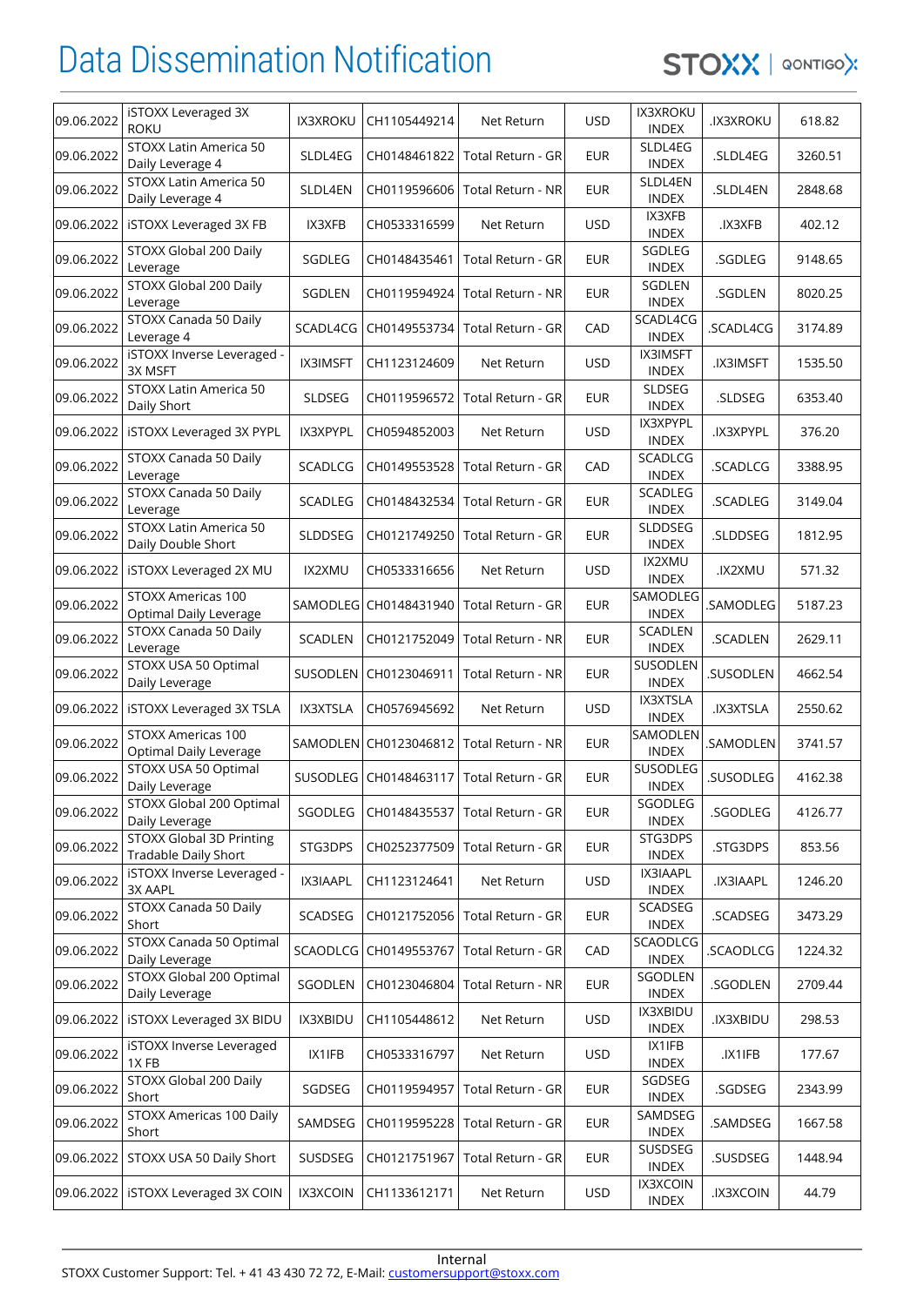| | | | | | | | | |
|---|---|---|---|---|---|---|---|---|
| 09.06.2022 | iSTOXX Leveraged 3X ROKU | IX3XROKU | CH1105449214 | Net Return | USD | IX3XROKU INDEX | .IX3XROKU | 618.82 |
| 09.06.2022 | STOXX Latin America 50 Daily Leverage 4 | SLDL4EG | CH0148461822 | Total Return - GR | EUR | SLDL4EG INDEX | .SLDL4EG | 3260.51 |
| 09.06.2022 | STOXX Latin America 50 Daily Leverage 4 | SLDL4EN | CH0119596606 | Total Return - NR | EUR | SLDL4EN INDEX | .SLDL4EN | 2848.68 |
| 09.06.2022 | iSTOXX Leveraged 3X FB | IX3XFB | CH0533316599 | Net Return | USD | IX3XFB INDEX | .IX3XFB | 402.12 |
| 09.06.2022 | STOXX Global 200 Daily Leverage | SGDLEG | CH0148435461 | Total Return - GR | EUR | SGDLEG INDEX | .SGDLEG | 9148.65 |
| 09.06.2022 | STOXX Global 200 Daily Leverage | SGDLEN | CH0119594924 | Total Return - NR | EUR | SGDLEN INDEX | .SGDLEN | 8020.25 |
| 09.06.2022 | STOXX Canada 50 Daily Leverage 4 | SCADL4CG | CH0149553734 | Total Return - GR | CAD | SCADL4CG INDEX | .SCADL4CG | 3174.89 |
| 09.06.2022 | iSTOXX Inverse Leveraged - 3X MSFT | IX3IMSFT | CH1123124609 | Net Return | USD | IX3IMSFT INDEX | .IX3IMSFT | 1535.50 |
| 09.06.2022 | STOXX Latin America 50 Daily Short | SLDSEG | CH0119596572 | Total Return - GR | EUR | SLDSEG INDEX | .SLDSEG | 6353.40 |
| 09.06.2022 | iSTOXX Leveraged 3X PYPL | IX3XPYPL | CH0594852003 | Net Return | USD | IX3XPYPL INDEX | .IX3XPYPL | 376.20 |
| 09.06.2022 | STOXX Canada 50 Daily Leverage | SCADLCG | CH0149553528 | Total Return - GR | CAD | SCADLCG INDEX | .SCADLCG | 3388.95 |
| 09.06.2022 | STOXX Canada 50 Daily Leverage | SCADLEG | CH0148432534 | Total Return - GR | EUR | SCADLEG INDEX | .SCADLEG | 3149.04 |
| 09.06.2022 | STOXX Latin America 50 Daily Double Short | SLDDSEG | CH0121749250 | Total Return - GR | EUR | SLDDSEG INDEX | .SLDDSEG | 1812.95 |
| 09.06.2022 | iSTOXX Leveraged 2X MU | IX2XMU | CH0533316656 | Net Return | USD | IX2XMU INDEX | .IX2XMU | 571.32 |
| 09.06.2022 | STOXX Americas 100 Optimal Daily Leverage | SAMODLEG | CH0148431940 | Total Return - GR | EUR | SAMODLEG INDEX | .SAMODLEG | 5187.23 |
| 09.06.2022 | STOXX Canada 50 Daily Leverage | SCADLEN | CH0121752049 | Total Return - NR | EUR | SCADLEN INDEX | .SCADLEN | 2629.11 |
| 09.06.2022 | STOXX USA 50 Optimal Daily Leverage | SUSODLEN | CH0123046911 | Total Return - NR | EUR | SUSODLEN INDEX | .SUSODLEN | 4662.54 |
| 09.06.2022 | iSTOXX Leveraged 3X TSLA | IX3XTSLA | CH0576945692 | Net Return | USD | IX3XTSLA INDEX | .IX3XTSLA | 2550.62 |
| 09.06.2022 | STOXX Americas 100 Optimal Daily Leverage | SAMODLEN | CH0123046812 | Total Return - NR | EUR | SAMODLEN INDEX | .SAMODLEN | 3741.57 |
| 09.06.2022 | STOXX USA 50 Optimal Daily Leverage | SUSODLEG | CH0148463117 | Total Return - GR | EUR | SUSODLEG INDEX | .SUSODLEG | 4162.38 |
| 09.06.2022 | STOXX Global 200 Optimal Daily Leverage | SGODLEG | CH0148435537 | Total Return - GR | EUR | SGODLEG INDEX | .SGODLEG | 4126.77 |
| 09.06.2022 | STOXX Global 3D Printing Tradable Daily Short | STG3DPS | CH0252377509 | Total Return - GR | EUR | STG3DPS INDEX | .STG3DPS | 853.56 |
| 09.06.2022 | iSTOXX Inverse Leveraged - 3X AAPL | IX3IAAPL | CH1123124641 | Net Return | USD | IX3IAAPL INDEX | .IX3IAAPL | 1246.20 |
| 09.06.2022 | STOXX Canada 50 Daily Short | SCADSEG | CH0121752056 | Total Return - GR | EUR | SCADSEG INDEX | .SCADSEG | 3473.29 |
| 09.06.2022 | STOXX Canada 50 Optimal Daily Leverage | SCAODLCG | CH0149553767 | Total Return - GR | CAD | SCAODLCG INDEX | .SCAODLCG | 1224.32 |
| 09.06.2022 | STOXX Global 200 Optimal Daily Leverage | SGODLEN | CH0123046804 | Total Return - NR | EUR | SGODLEN INDEX | .SGODLEN | 2709.44 |
| 09.06.2022 | iSTOXX Leveraged 3X BIDU | IX3XBIDU | CH1105448612 | Net Return | USD | IX3XBIDU INDEX | .IX3XBIDU | 298.53 |
| 09.06.2022 | iSTOXX Inverse Leveraged 1X FB | IX1IFB | CH0533316797 | Net Return | USD | IX1IFB INDEX | .IX1IFB | 177.67 |
| 09.06.2022 | STOXX Global 200 Daily Short | SGDSEG | CH0119594957 | Total Return - GR | EUR | SGDSEG INDEX | .SGDSEG | 2343.99 |
| 09.06.2022 | STOXX Americas 100 Daily Short | SAMDSEG | CH0119595228 | Total Return - GR | EUR | SAMDSEG INDEX | .SAMDSEG | 1667.58 |
| 09.06.2022 | STOXX USA 50 Daily Short | SUSDSEG | CH0121751967 | Total Return - GR | EUR | SUSDSEG INDEX | .SUSDSEG | 1448.94 |
| 09.06.2022 | iSTOXX Leveraged 3X COIN | IX3XCOIN | CH1133612171 | Net Return | USD | IX3XCOIN INDEX | .IX3XCOIN | 44.79 |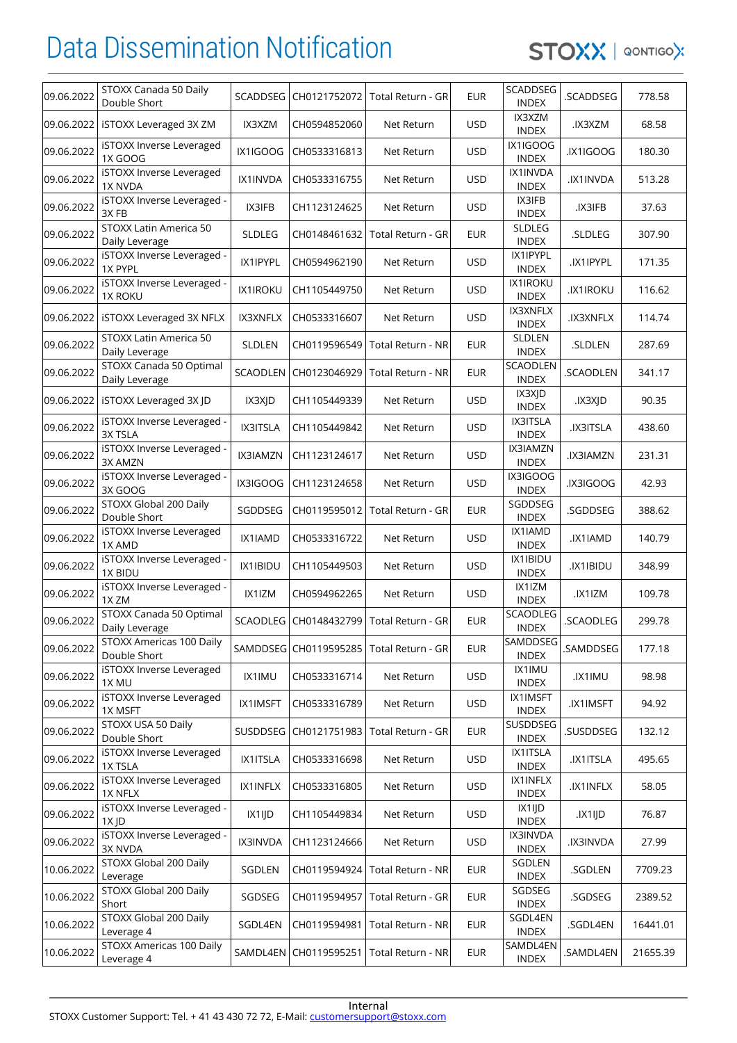# Data Dissemination Notification

| 09.06.2022 | STOXX Canada 50 Daily Double Short | SCADDSEG | CH0121752072 | Total Return - GR | EUR | SCADDSEG INDEX | .SCADDSEG | 778.58 |
|---|---|---|---|---|---|---|---|---|
| 09.06.2022 | iSTOXX Leveraged 3X ZM | IX3XZM | CH0594852060 | Net Return | USD | IX3XZM INDEX | .IX3XZM | 68.58 |
| 09.06.2022 | iSTOXX Inverse Leveraged 1X GOOG | IX1IGOOG | CH0533316813 | Net Return | USD | IX1IGOOG INDEX | .IX1IGOOG | 180.30 |
| 09.06.2022 | iSTOXX Inverse Leveraged 1X NVDA | IX1INVDA | CH0533316755 | Net Return | USD | IX1INVDA INDEX | .IX1INVDA | 513.28 |
| 09.06.2022 | iSTOXX Inverse Leveraged - 3X FB | IX3IFB | CH1123124625 | Net Return | USD | IX3IFB INDEX | .IX3IFB | 37.63 |
| 09.06.2022 | STOXX Latin America 50 Daily Leverage | SLDLEG | CH0148461632 | Total Return - GR | EUR | SLDLEG INDEX | .SLDLEG | 307.90 |
| 09.06.2022 | iSTOXX Inverse Leveraged - 1X PYPL | IX1IPYPL | CH0594962190 | Net Return | USD | IX1IPYPL INDEX | .IX1IPYPL | 171.35 |
| 09.06.2022 | iSTOXX Inverse Leveraged - 1X ROKU | IX1IROKU | CH1105449750 | Net Return | USD | IX1IROKU INDEX | .IX1IROKU | 116.62 |
| 09.06.2022 | iSTOXX Leveraged 3X NFLX | IX3XNFLX | CH0533316607 | Net Return | USD | IX3XNFLX INDEX | .IX3XNFLX | 114.74 |
| 09.06.2022 | STOXX Latin America 50 Daily Leverage | SLDLEN | CH0119596549 | Total Return - NR | EUR | SLDLEN INDEX | .SLDLEN | 287.69 |
| 09.06.2022 | STOXX Canada 50 Optimal Daily Leverage | SCAODLEN | CH0123046929 | Total Return - NR | EUR | SCAODLEN INDEX | .SCAODLEN | 341.17 |
| 09.06.2022 | iSTOXX Leveraged 3X JD | IX3XJD | CH1105449339 | Net Return | USD | IX3XJD INDEX | .IX3XJD | 90.35 |
| 09.06.2022 | iSTOXX Inverse Leveraged - 3X TSLA | IX3ITSLA | CH1105449842 | Net Return | USD | IX3ITSLA INDEX | .IX3ITSLA | 438.60 |
| 09.06.2022 | iSTOXX Inverse Leveraged - 3X AMZN | IX3IAMZN | CH1123124617 | Net Return | USD | IX3IAMZN INDEX | .IX3IAMZN | 231.31 |
| 09.06.2022 | iSTOXX Inverse Leveraged - 3X GOOG | IX3IGOOG | CH1123124658 | Net Return | USD | IX3IGOOG INDEX | .IX3IGOOG | 42.93 |
| 09.06.2022 | STOXX Global 200 Daily Double Short | SGDDSEG | CH0119595012 | Total Return - GR | EUR | SGDDSEG INDEX | .SGDDSEG | 388.62 |
| 09.06.2022 | iSTOXX Inverse Leveraged 1X AMD | IX1IAMD | CH0533316722 | Net Return | USD | IX1IAMD INDEX | .IX1IAMD | 140.79 |
| 09.06.2022 | iSTOXX Inverse Leveraged - 1X BIDU | IX1IBIDU | CH1105449503 | Net Return | USD | IX1IBIDU INDEX | .IX1IBIDU | 348.99 |
| 09.06.2022 | iSTOXX Inverse Leveraged - 1X ZM | IX1IZM | CH0594962265 | Net Return | USD | IX1IZM INDEX | .IX1IZM | 109.78 |
| 09.06.2022 | STOXX Canada 50 Optimal Daily Leverage | SCAODLEG | CH0148432799 | Total Return - GR | EUR | SCAODLEG INDEX | .SCAODLEG | 299.78 |
| 09.06.2022 | STOXX Americas 100 Daily Double Short | SAMDDSEG | CH0119595285 | Total Return - GR | EUR | SAMDDSEG INDEX | .SAMDDSEG | 177.18 |
| 09.06.2022 | iSTOXX Inverse Leveraged 1X MU | IX1IMU | CH0533316714 | Net Return | USD | IX1IMU INDEX | .IX1IMU | 98.98 |
| 09.06.2022 | iSTOXX Inverse Leveraged 1X MSFT | IX1IMSFT | CH0533316789 | Net Return | USD | IX1IMSFT INDEX | .IX1IMSFT | 94.92 |
| 09.06.2022 | STOXX USA 50 Daily Double Short | SUSDDSEG | CH0121751983 | Total Return - GR | EUR | SUSDDSEG INDEX | .SUSDDSEG | 132.12 |
| 09.06.2022 | iSTOXX Inverse Leveraged 1X TSLA | IX1ITSLA | CH0533316698 | Net Return | USD | IX1ITSLA INDEX | .IX1ITSLA | 495.65 |
| 09.06.2022 | iSTOXX Inverse Leveraged 1X NFLX | IX1INFLX | CH0533316805 | Net Return | USD | IX1INFLX INDEX | .IX1INFLX | 58.05 |
| 09.06.2022 | iSTOXX Inverse Leveraged - 1X JD | IX1IJD | CH1105449834 | Net Return | USD | IX1IJD INDEX | .IX1IJD | 76.87 |
| 09.06.2022 | iSTOXX Inverse Leveraged - 3X NVDA | IX3INVDA | CH1123124666 | Net Return | USD | IX3INVDA INDEX | .IX3INVDA | 27.99 |
| 10.06.2022 | STOXX Global 200 Daily Leverage | SGDLEN | CH0119594924 | Total Return - NR | EUR | SGDLEN INDEX | .SGDLEN | 7709.23 |
| 10.06.2022 | STOXX Global 200 Daily Short | SGDSEG | CH0119594957 | Total Return - GR | EUR | SGDSEG INDEX | .SGDSEG | 2389.52 |
| 10.06.2022 | STOXX Global 200 Daily Leverage 4 | SGDL4EN | CH0119594981 | Total Return - NR | EUR | SGDL4EN INDEX | .SGDL4EN | 16441.01 |
| 10.06.2022 | STOXX Americas 100 Daily Leverage 4 | SAMDL4EN | CH0119595251 | Total Return - NR | EUR | SAMDL4EN INDEX | .SAMDL4EN | 21655.39 |

Internal

STOXX Customer Support: Tel. + 41 43 430 72 72, E-Mail: customersupport@stoxx.com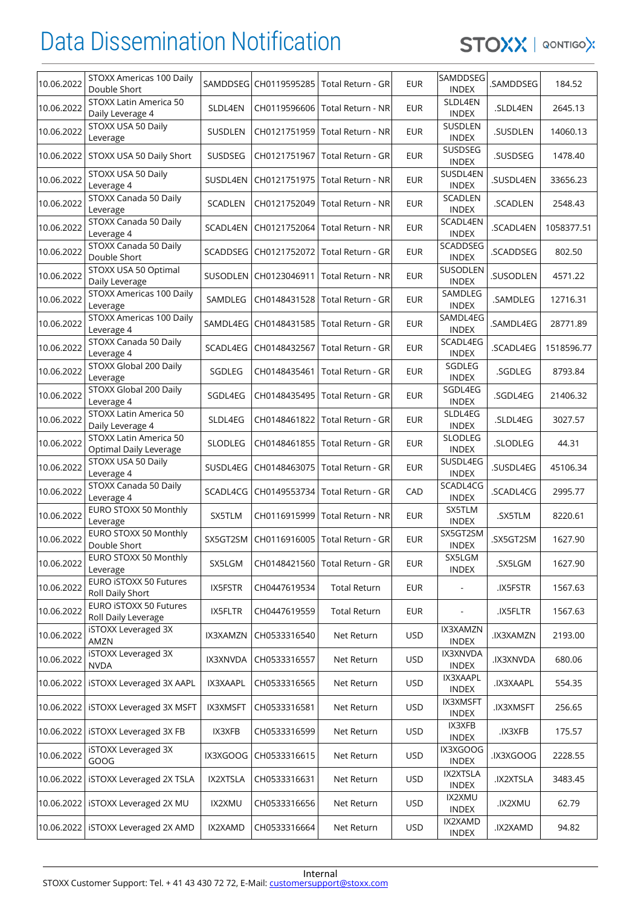# Data Dissemination Notification

| 10.06.2022 | STOXX Americas 100 Daily Double Short | SAMDDSEG | CH0119595285 | Total Return - GR | EUR | SAMDDSEG INDEX | .SAMDDSEG | 184.52 |
|---|---|---|---|---|---|---|---|---|
| 10.06.2022 | STOXX Latin America 50 Daily Leverage 4 | SLDL4EN | CH0119596606 | Total Return - NR | EUR | SLDL4EN INDEX | .SLDL4EN | 2645.13 |
| 10.06.2022 | STOXX USA 50 Daily Leverage | SUSDLEN | CH0121751959 | Total Return - NR | EUR | SUSDLEN INDEX | .SUSDLEN | 14060.13 |
| 10.06.2022 | STOXX USA 50 Daily Short | SUSDSEG | CH0121751967 | Total Return - GR | EUR | SUSDSEG INDEX | .SUSDSEG | 1478.40 |
| 10.06.2022 | STOXX USA 50 Daily Leverage 4 | SUSDL4EN | CH0121751975 | Total Return - NR | EUR | SUSDL4EN INDEX | .SUSDL4EN | 33656.23 |
| 10.06.2022 | STOXX Canada 50 Daily Leverage | SCADLEN | CH0121752049 | Total Return - NR | EUR | SCADLEN INDEX | .SCADLEN | 2548.43 |
| 10.06.2022 | STOXX Canada 50 Daily Leverage 4 | SCADL4EN | CH0121752064 | Total Return - NR | EUR | SCADL4EN INDEX | .SCADL4EN | 1058377.51 |
| 10.06.2022 | STOXX Canada 50 Daily Double Short | SCADDSEG | CH0121752072 | Total Return - GR | EUR | SCADDSEG INDEX | .SCADDSEG | 802.50 |
| 10.06.2022 | STOXX USA 50 Optimal Daily Leverage | SUSODLEN | CH0123046911 | Total Return - NR | EUR | SUSODLEN INDEX | .SUSODLEN | 4571.22 |
| 10.06.2022 | STOXX Americas 100 Daily Leverage | SAMDLEG | CH0148431528 | Total Return - GR | EUR | SAMDLEG INDEX | .SAMDLEG | 12716.31 |
| 10.06.2022 | STOXX Americas 100 Daily Leverage 4 | SAMDL4EG | CH0148431585 | Total Return - GR | EUR | SAMDL4EG INDEX | .SAMDL4EG | 28771.89 |
| 10.06.2022 | STOXX Canada 50 Daily Leverage 4 | SCADL4EG | CH0148432567 | Total Return - GR | EUR | SCADL4EG INDEX | .SCADL4EG | 1518596.77 |
| 10.06.2022 | STOXX Global 200 Daily Leverage | SGDLEG | CH0148435461 | Total Return - GR | EUR | SGDLEG INDEX | .SGDLEG | 8793.84 |
| 10.06.2022 | STOXX Global 200 Daily Leverage 4 | SGDL4EG | CH0148435495 | Total Return - GR | EUR | SGDL4EG INDEX | .SGDL4EG | 21406.32 |
| 10.06.2022 | STOXX Latin America 50 Daily Leverage 4 | SLDL4EG | CH0148461822 | Total Return - GR | EUR | SLDL4EG INDEX | .SLDL4EG | 3027.57 |
| 10.06.2022 | STOXX Latin America 50 Optimal Daily Leverage | SLODLEG | CH0148461855 | Total Return - GR | EUR | SLODLEG INDEX | .SLODLEG | 44.31 |
| 10.06.2022 | STOXX USA 50 Daily Leverage 4 | SUSDL4EG | CH0148463075 | Total Return - GR | EUR | SUSDL4EG INDEX | .SUSDL4EG | 45106.34 |
| 10.06.2022 | STOXX Canada 50 Daily Leverage 4 | SCADL4CG | CH0149553734 | Total Return - GR | CAD | SCADL4CG INDEX | .SCADL4CG | 2995.77 |
| 10.06.2022 | EURO STOXX 50 Monthly Leverage | SX5TLM | CH0116915999 | Total Return - NR | EUR | SX5TLM INDEX | .SX5TLM | 8220.61 |
| 10.06.2022 | EURO STOXX 50 Monthly Double Short | SX5GT2SM | CH0116916005 | Total Return - GR | EUR | SX5GT2SM INDEX | .SX5GT2SM | 1627.90 |
| 10.06.2022 | EURO STOXX 50 Monthly Leverage | SX5LGM | CH0148421560 | Total Return - GR | EUR | SX5LGM INDEX | .SX5LGM | 1627.90 |
| 10.06.2022 | EURO iSTOXX 50 Futures Roll Daily Short | IX5FSTR | CH0447619534 | Total Return | EUR | - | .IX5FSTR | 1567.63 |
| 10.06.2022 | EURO iSTOXX 50 Futures Roll Daily Leverage | IX5FLTR | CH0447619559 | Total Return | EUR | - | .IX5FLTR | 1567.63 |
| 10.06.2022 | iSTOXX Leveraged 3X AMZN | IX3XAMZN | CH0533316540 | Net Return | USD | IX3XAMZN INDEX | .IX3XAMZN | 2193.00 |
| 10.06.2022 | iSTOXX Leveraged 3X NVDA | IX3XNVDA | CH0533316557 | Net Return | USD | IX3XNVDA INDEX | .IX3XNVDA | 680.06 |
| 10.06.2022 | iSTOXX Leveraged 3X AAPL | IX3XAAPL | CH0533316565 | Net Return | USD | IX3XAAPL INDEX | .IX3XAAPL | 554.35 |
| 10.06.2022 | iSTOXX Leveraged 3X MSFT | IX3XMSFT | CH0533316581 | Net Return | USD | IX3XMSFT INDEX | .IX3XMSFT | 256.65 |
| 10.06.2022 | iSTOXX Leveraged 3X FB | IX3XFB | CH0533316599 | Net Return | USD | IX3XFB INDEX | .IX3XFB | 175.57 |
| 10.06.2022 | iSTOXX Leveraged 3X GOOG | IX3XGOOG | CH0533316615 | Net Return | USD | IX3XGOOG INDEX | .IX3XGOOG | 2228.55 |
| 10.06.2022 | iSTOXX Leveraged 2X TSLA | IX2XTSLA | CH0533316631 | Net Return | USD | IX2XTSLA INDEX | .IX2XTSLA | 3483.45 |
| 10.06.2022 | iSTOXX Leveraged 2X MU | IX2XMU | CH0533316656 | Net Return | USD | IX2XMU INDEX | .IX2XMU | 62.79 |
| 10.06.2022 | iSTOXX Leveraged 2X AMD | IX2XAMD | CH0533316664 | Net Return | USD | IX2XAMD INDEX | .IX2XAMD | 94.82 |

Internal

STOXX Customer Support: Tel. + 41 43 430 72 72, E-Mail: customersupport@stoxx.com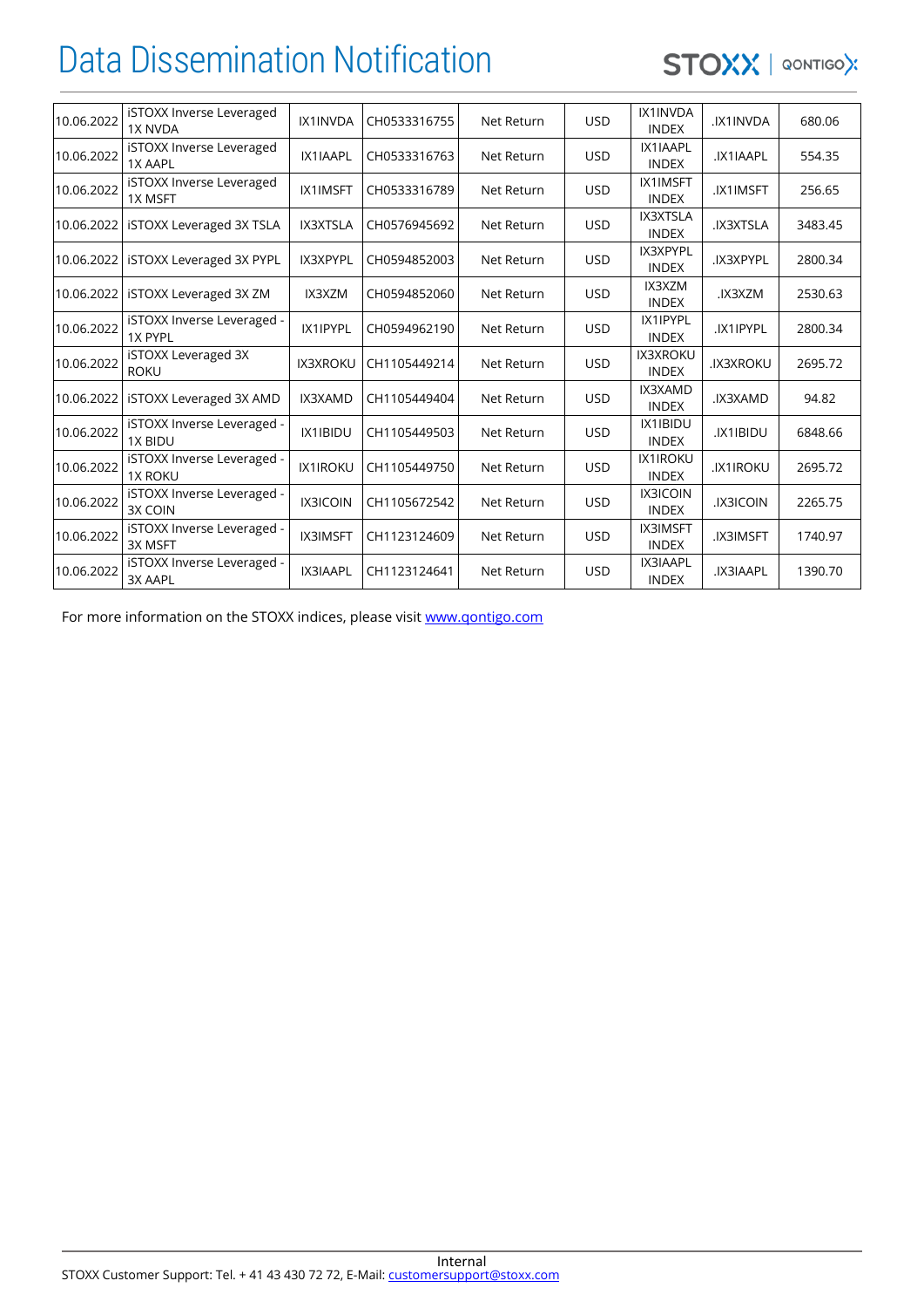# Data Dissemination Notification

| | | | | | | | | |
|---|---|---|---|---|---|---|---|---|
| 10.06.2022 | iSTOXX Inverse Leveraged 1X NVDA | IX1INVDA | CH0533316755 | Net Return | USD | IX1INVDA INDEX | .IX1INVDA | 680.06 |
| 10.06.2022 | iSTOXX Inverse Leveraged 1X AAPL | IX1IAAPL | CH0533316763 | Net Return | USD | IX1IAAPL INDEX | .IX1IAAPL | 554.35 |
| 10.06.2022 | iSTOXX Inverse Leveraged 1X MSFT | IX1IMSFT | CH0533316789 | Net Return | USD | IX1IMSFT INDEX | .IX1IMSFT | 256.65 |
| 10.06.2022 | iSTOXX Leveraged 3X TSLA | IX3XTSLA | CH0576945692 | Net Return | USD | IX3XTSLA INDEX | .IX3XTSLA | 3483.45 |
| 10.06.2022 | iSTOXX Leveraged 3X PYPL | IX3XPYPL | CH0594852003 | Net Return | USD | IX3XPYPL INDEX | .IX3XPYPL | 2800.34 |
| 10.06.2022 | iSTOXX Leveraged 3X ZM | IX3XZM | CH0594852060 | Net Return | USD | IX3XZM INDEX | .IX3XZM | 2530.63 |
| 10.06.2022 | iSTOXX Inverse Leveraged - 1X PYPL | IX1IPYPL | CH0594962190 | Net Return | USD | IX1IPYPL INDEX | .IX1IPYPL | 2800.34 |
| 10.06.2022 | iSTOXX Leveraged 3X ROKU | IX3XROKU | CH1105449214 | Net Return | USD | IX3XROKU INDEX | .IX3XROKU | 2695.72 |
| 10.06.2022 | iSTOXX Leveraged 3X AMD | IX3XAMD | CH1105449404 | Net Return | USD | IX3XAMD INDEX | .IX3XAMD | 94.82 |
| 10.06.2022 | iSTOXX Inverse Leveraged - 1X BIDU | IX1IBIDU | CH1105449503 | Net Return | USD | IX1IBIDU INDEX | .IX1IBIDU | 6848.66 |
| 10.06.2022 | iSTOXX Inverse Leveraged - 1X ROKU | IX1IROKU | CH1105449750 | Net Return | USD | IX1IROKU INDEX | .IX1IROKU | 2695.72 |
| 10.06.2022 | iSTOXX Inverse Leveraged - 3X COIN | IX3ICOIN | CH1105672542 | Net Return | USD | IX3ICOIN INDEX | .IX3ICOIN | 2265.75 |
| 10.06.2022 | iSTOXX Inverse Leveraged - 3X MSFT | IX3IMSFT | CH1123124609 | Net Return | USD | IX3IMSFT INDEX | .IX3IMSFT | 1740.97 |
| 10.06.2022 | iSTOXX Inverse Leveraged - 3X AAPL | IX3IAAPL | CH1123124641 | Net Return | USD | IX3IAAPL INDEX | .IX3IAAPL | 1390.70 |

For more information on the STOXX indices, please visit www.qontigo.com

Internal

STOXX Customer Support: Tel. + 41 43 430 72 72, E-Mail: customersupport@stoxx.com